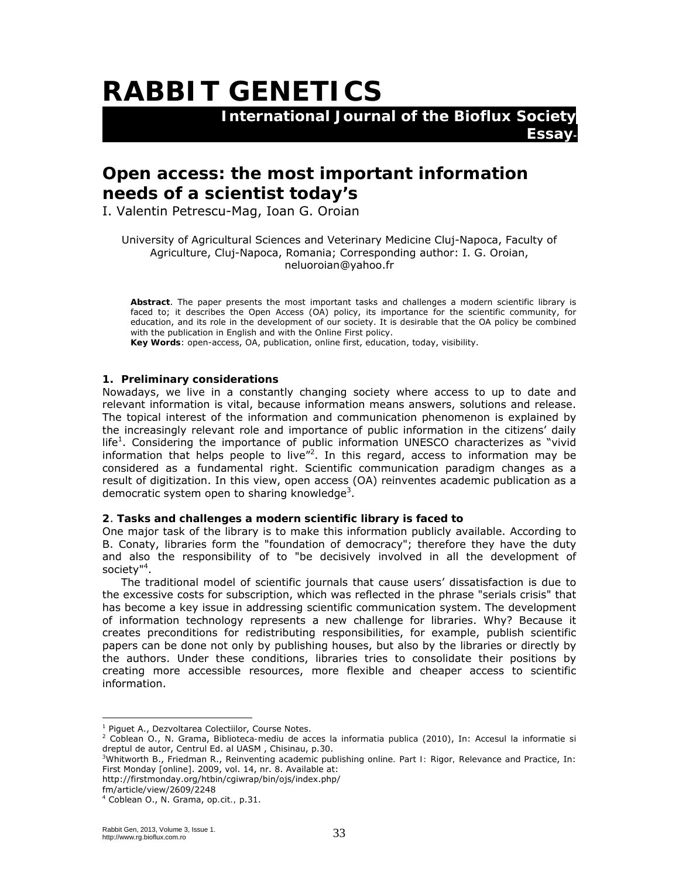# RABBIT GENETICS

**International Journal of the Bioflux Society**

**Essay**

## Open access: the most important information needs of a scientist today's

I. Valentin Petrescu-Mag, Ioan G. Oroian

University of Agricultural Sciences and Veterinary Medicine Cluj-Napoca, Faculty of Agriculture, Cluj-Napoca, Romania; Corresponding author: I. G. Oroian, neluoroian@yahoo.fr

**Abstract**. The paper presents the most important tasks and challenges a modern scientific library is faced to; it describes the Open Access (OA) policy, its importance for the scientific community, for education, and its role in the development of our society. It is desirable that the OA policy be combined with the publication in English and with the Online First policy.
**Key Words**: open-access, OA, publication, online first, education, today, visibility.

### 1. Preliminary considerations

Nowadays, we live in a constantly changing society where access to up to date and relevant information is vital, because information means answers, solutions and release. The topical interest of the information and communication phenomenon is explained by the increasingly relevant role and importance of public information in the citizens' daily life[1]. Considering the importance of public information UNESCO characterizes as "vivid information that helps people to live"[2]. In this regard, access to information may be considered as a fundamental right. Scientific communication paradigm changes as a result of digitization. In this view, open access (OA) reinventes academic publication as a democratic system open to sharing knowledge[3].

### 2. Tasks and challenges a modern scientific library is faced to

One major task of the library is to make this information publicly available. According to B. Conaty, libraries form the "foundation of democracy"; therefore they have the duty and also the responsibility of to "be decisively involved in all the development of society"[4].

The traditional model of scientific journals that cause users' dissatisfaction is due to the excessive costs for subscription, which was reflected in the phrase "serials crisis" that has become a key issue in addressing scientific communication system. The development of information technology represents a new challenge for libraries. Why? Because it creates preconditions for redistributing responsibilities, for example, publish scientific papers can be done not only by publishing houses, but also by the libraries or directly by the authors. Under these conditions, libraries tries to consolidate their positions by creating more accessible resources, more flexible and cheaper access to scientific information.

---

[1] Piguet A., Dezvoltarea Colectiilor, Course Notes.

[2] Coblean O., N. Grama, Biblioteca-mediu de acces la informatia publica (2010), In: Accesul la informatie si dreptul de autor, Centrul Ed. al UASM , Chisinau, p.30.

[3] Whitworth B., Friedman R., Reinventing academic publishing online. Part I: Rigor, Relevance and Practice, In: First Monday [online]. 2009, vol. 14, nr. 8. Available at: http://firstmonday.org/htbin/cgiwrap/bin/ojs/index.php/fm/article/view/2609/2248

[4] Coblean O., N. Grama, op.cit., p.31.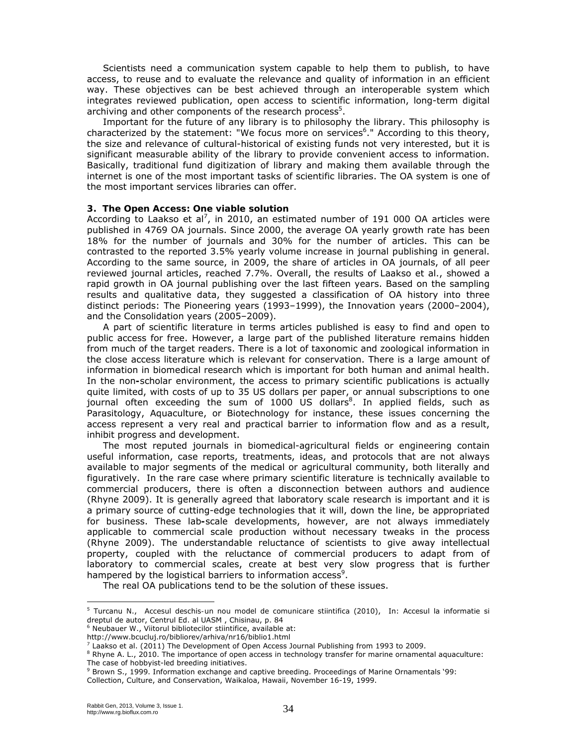Scientists need a communication system capable to help them to publish, to have access, to reuse and to evaluate the relevance and quality of information in an efficient way. These objectives can be best achieved through an interoperable system which integrates reviewed publication, open access to scientific information, long-term digital archiving and other components of the research process[5].

Important for the future of any library is to philosophy the library. This philosophy is characterized by the statement: "We focus more on services[6]." According to this theory, the size and relevance of cultural-historical of existing funds not very interested, but it is significant measurable ability of the library to provide convenient access to information. Basically, traditional fund digitization of library and making them available through the internet is one of the most important tasks of scientific libraries. The OA system is one of the most important services libraries can offer.

### 3. The Open Access: One viable solution

According to Laakso et al[7], in 2010, an estimated number of 191 000 OA articles were published in 4769 OA journals. Since 2000, the average OA yearly growth rate has been 18% for the number of journals and 30% for the number of articles. This can be contrasted to the reported 3.5% yearly volume increase in journal publishing in general. According to the same source, in 2009, the share of articles in OA journals, of all peer reviewed journal articles, reached 7.7%. Overall, the results of Laakso et al., showed a rapid growth in OA journal publishing over the last fifteen years. Based on the sampling results and qualitative data, they suggested a classification of OA history into three distinct periods: The Pioneering years (1993–1999), the Innovation years (2000–2004), and the Consolidation years (2005–2009).

A part of scientific literature in terms articles published is easy to find and open to public access for free. However, a large part of the published literature remains hidden from much of the target readers. There is a lot of taxonomic and zoological information in the close access literature which is relevant for conservation. There is a large amount of information in biomedical research which is important for both human and animal health. In the non-scholar environment, the access to primary scientific publications is actually quite limited, with costs of up to 35 US dollars per paper, or annual subscriptions to one journal often exceeding the sum of 1000 US dollars[8]. In applied fields, such as Parasitology, Aquaculture, or Biotechnology for instance, these issues concerning the access represent a very real and practical barrier to information flow and as a result, inhibit progress and development.

The most reputed journals in biomedical-agricultural fields or engineering contain useful information, case reports, treatments, ideas, and protocols that are not always available to major segments of the medical or agricultural community, both literally and figuratively. In the rare case where primary scientific literature is technically available to commercial producers, there is often a disconnection between authors and audience (Rhyne 2009). It is generally agreed that laboratory scale research is important and it is a primary source of cutting-edge technologies that it will, down the line, be appropriated for business. These lab-scale developments, however, are not always immediately applicable to commercial scale production without necessary tweaks in the process (Rhyne 2009). The understandable reluctance of scientists to give away intellectual property, coupled with the reluctance of commercial producers to adapt from of laboratory to commercial scales, create at best very slow progress that is further hampered by the logistical barriers to information access[9].

The real OA publications tend to be the solution of these issues.

---

[5] Turcanu N., Accesul deschis-un nou model de comunicare stiintifica (2010), In: Accesul la informatie si dreptul de autor, Centrul Ed. al UASM , Chisinau, p. 84

[6] Neubauer W., Viitorul bibliotecilor stiintifice, available at: http://www.bcucluj.ro/bibliorev/arhiva/nr16/biblio1.html

[7] Laakso et al. (2011) The Development of Open Access Journal Publishing from 1993 to 2009.

[8] Rhyne A. L., 2010. The importance of open access in technology transfer for marine ornamental aquaculture: The case of hobbyist-led breeding initiatives.

[9] Brown S., 1999. Information exchange and captive breeding. Proceedings of Marine Ornamentals '99: Collection, Culture, and Conservation, Waikaloa, Hawaii, November 16-19, 1999.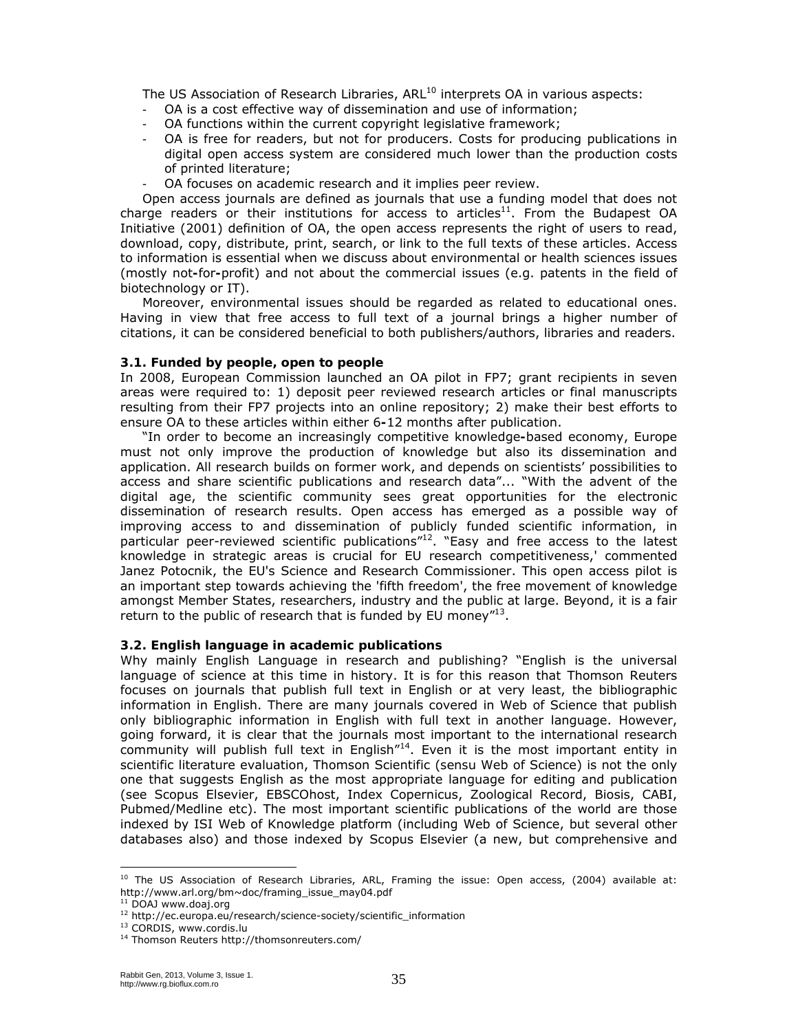The US Association of Research Libraries, ARL[10] interprets OA in various aspects:

- OA is a cost effective way of dissemination and use of information;
- OA functions within the current copyright legislative framework;
- OA is free for readers, but not for producers. Costs for producing publications in digital open access system are considered much lower than the production costs of printed literature;
- OA focuses on academic research and it implies peer review.

Open access journals are defined as journals that use a funding model that does not charge readers or their institutions for access to articles[11]. From the Budapest OA Initiative (2001) definition of OA, the open access represents the right of users to read, download, copy, distribute, print, search, or link to the full texts of these articles. Access to information is essential when we discuss about environmental or health sciences issues (mostly not-for-profit) and not about the commercial issues (e.g. patents in the field of biotechnology or IT).

Moreover, environmental issues should be regarded as related to educational ones. Having in view that free access to full text of a journal brings a higher number of citations, it can be considered beneficial to both publishers/authors, libraries and readers.

### 3.1. Funded by people, open to people

In 2008, European Commission launched an OA pilot in FP7; grant recipients in seven areas were required to: 1) deposit peer reviewed research articles or final manuscripts resulting from their FP7 projects into an online repository; 2) make their best efforts to ensure OA to these articles within either 6-12 months after publication.

"In order to become an increasingly competitive knowledge-based economy, Europe must not only improve the production of knowledge but also its dissemination and application. All research builds on former work, and depends on scientists' possibilities to access and share scientific publications and research data"... "With the advent of the digital age, the scientific community sees great opportunities for the electronic dissemination of research results. Open access has emerged as a possible way of improving access to and dissemination of publicly funded scientific information, in particular peer-reviewed scientific publications"[12]. "Easy and free access to the latest knowledge in strategic areas is crucial for EU research competitiveness,' commented Janez Potocnik, the EU's Science and Research Commissioner. This open access pilot is an important step towards achieving the 'fifth freedom', the free movement of knowledge amongst Member States, researchers, industry and the public at large. Beyond, it is a fair return to the public of research that is funded by EU money"[13].

### 3.2. English language in academic publications

Why mainly English Language in research and publishing? "English is the universal language of science at this time in history. It is for this reason that Thomson Reuters focuses on journals that publish full text in English or at very least, the bibliographic information in English. There are many journals covered in Web of Science that publish only bibliographic information in English with full text in another language. However, going forward, it is clear that the journals most important to the international research community will publish full text in English"[14]. Even it is the most important entity in scientific literature evaluation, Thomson Scientific (sensu Web of Science) is not the only one that suggests English as the most appropriate language for editing and publication (see Scopus Elsevier, EBSCOhost, Index Copernicus, Zoological Record, Biosis, CABI, Pubmed/Medline etc). The most important scientific publications of the world are those indexed by ISI Web of Knowledge platform (including Web of Science, but several other databases also) and those indexed by Scopus Elsevier (a new, but comprehensive and

---

[10] The US Association of Research Libraries, ARL, Framing the issue: Open access, (2004) available at: http://www.arl.org/bm~doc/framing_issue_may04.pdf

[11] DOAJ www.doaj.org

[12] http://ec.europa.eu/research/science-society/scientific_information

[13] CORDIS, www.cordis.lu

[14] Thomson Reuters http://thomsonreuters.com/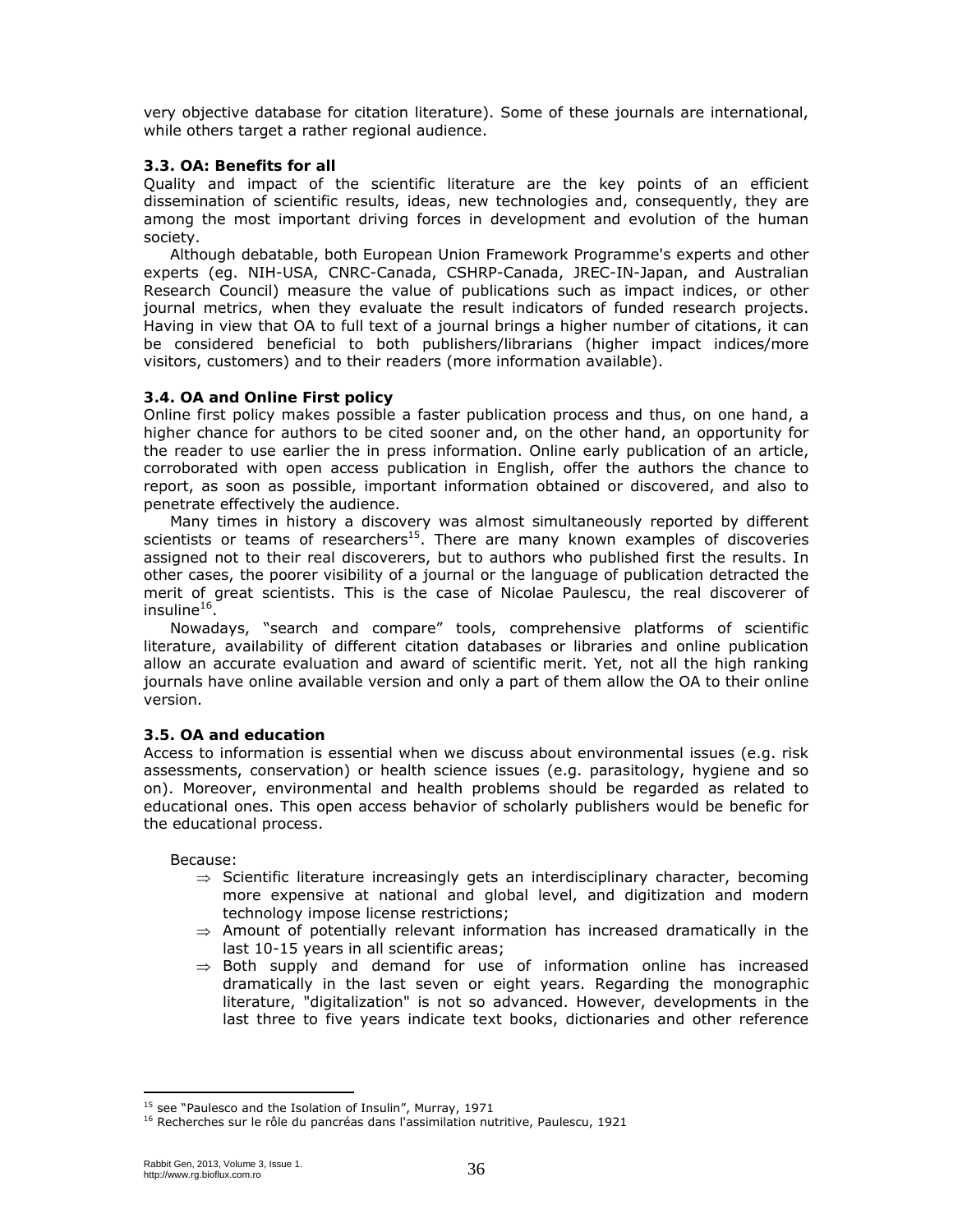very objective database for citation literature). Some of these journals are international, while others target a rather regional audience.

### 3.3. OA: Benefits for all

Quality and impact of the scientific literature are the key points of an efficient dissemination of scientific results, ideas, new technologies and, consequently, they are among the most important driving forces in development and evolution of the human society.

Although debatable, both European Union Framework Programme's experts and other experts (eg. NIH-USA, CNRC-Canada, CSHRP-Canada, JREC-IN-Japan, and Australian Research Council) measure the value of publications such as impact indices, or other journal metrics, when they evaluate the result indicators of funded research projects. Having in view that OA to full text of a journal brings a higher number of citations, it can be considered beneficial to both publishers/librarians (higher impact indices/more visitors, customers) and to their readers (more information available).

### 3.4. OA and Online First policy

Online first policy makes possible a faster publication process and thus, on one hand, a higher chance for authors to be cited sooner and, on the other hand, an opportunity for the reader to use earlier the in press information. Online early publication of an article, corroborated with open access publication in English, offer the authors the chance to report, as soon as possible, important information obtained or discovered, and also to penetrate effectively the audience.

Many times in history a discovery was almost simultaneously reported by different scientists or teams of researchers[15]. There are many known examples of discoveries assigned not to their real discoverers, but to authors who published first the results. In other cases, the poorer visibility of a journal or the language of publication detracted the merit of great scientists. This is the case of Nicolae Paulescu, the real discoverer of insuline[16].

Nowadays, "search and compare" tools, comprehensive platforms of scientific literature, availability of different citation databases or libraries and online publication allow an accurate evaluation and award of scientific merit. Yet, not all the high ranking journals have online available version and only a part of them allow the OA to their online version.

### 3.5. OA and education

Access to information is essential when we discuss about environmental issues (e.g. risk assessments, conservation) or health science issues (e.g. parasitology, hygiene and so on). Moreover, environmental and health problems should be regarded as related to educational ones. This open access behavior of scholarly publishers would be benefic for the educational process.

Because:

- ⇒ Scientific literature increasingly gets an interdisciplinary character, becoming more expensive at national and global level, and digitization and modern technology impose license restrictions;
- ⇒ Amount of potentially relevant information has increased dramatically in the last 10-15 years in all scientific areas;
- ⇒ Both supply and demand for use of information online has increased dramatically in the last seven or eight years. Regarding the monographic literature, "digitalization" is not so advanced. However, developments in the last three to five years indicate text books, dictionaries and other reference

---

[15] see "Paulesco and the Isolation of Insulin", Murray, 1971

[16] Recherches sur le rôle du pancréas dans l'assimilation nutritive, Paulescu, 1921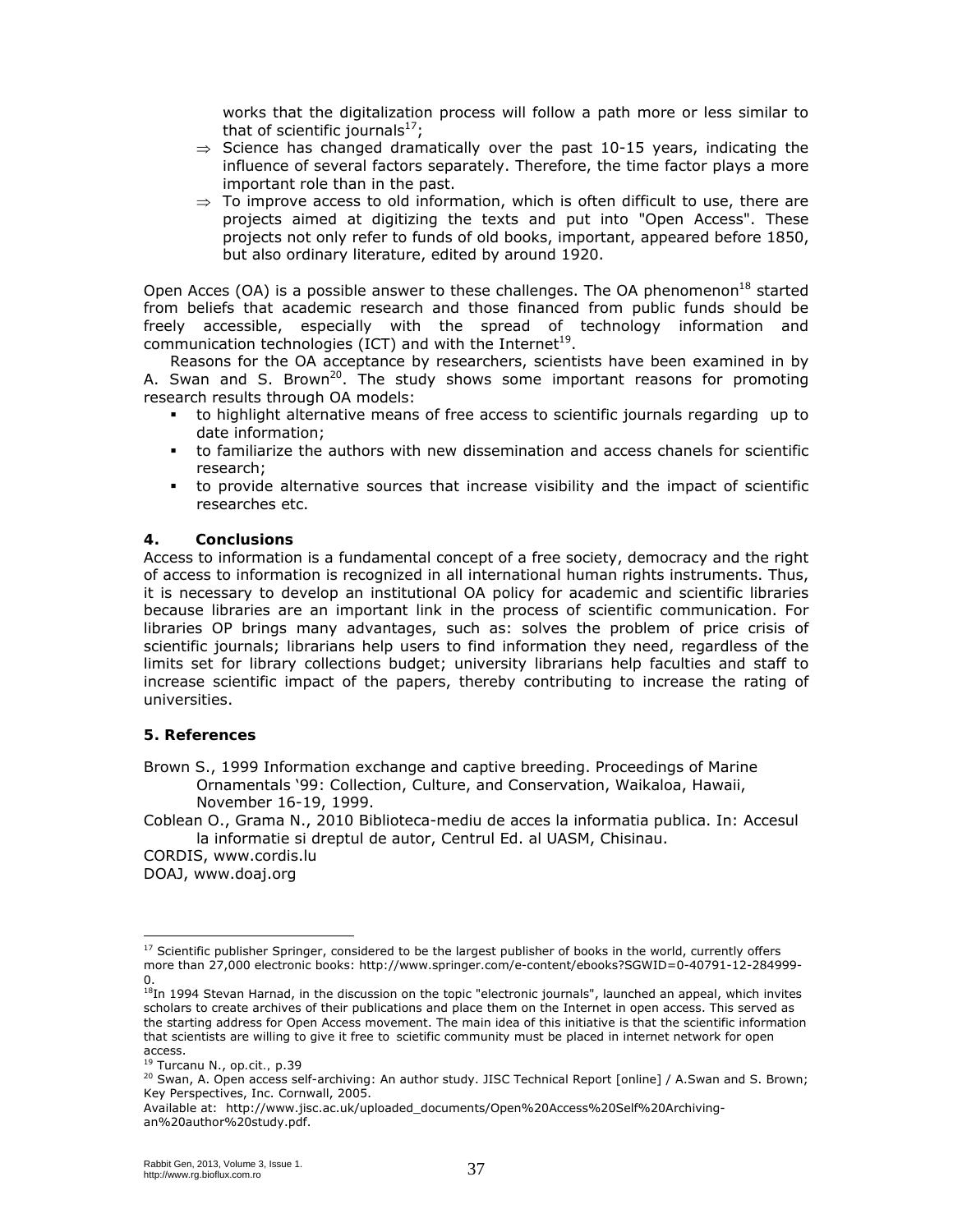works that the digitalization process will follow a path more or less similar to that of scientific journals[17];

- ⇒ Science has changed dramatically over the past 10-15 years, indicating the influence of several factors separately. Therefore, the time factor plays a more important role than in the past.
- ⇒ To improve access to old information, which is often difficult to use, there are projects aimed at digitizing the texts and put into "Open Access". These projects not only refer to funds of old books, important, appeared before 1850, but also ordinary literature, edited by around 1920.

Open Acces (OA) is a possible answer to these challenges. The OA phenomenon[18] started from beliefs that academic research and those financed from public funds should be freely accessible, especially with the spread of technology information and communication technologies (ICT) and with the Internet[19].

Reasons for the OA acceptance by researchers, scientists have been examined in by A. Swan and S. Brown[20]. The study shows some important reasons for promoting research results through OA models:

- to highlight alternative means of free access to scientific journals regarding up to date information;
- to familiarize the authors with new dissemination and access chanels for scientific research;
- to provide alternative sources that increase visibility and the impact of scientific researches etc.

## 4. Conclusions

Access to information is a fundamental concept of a free society, democracy and the right of access to information is recognized in all international human rights instruments. Thus, it is necessary to develop an institutional OA policy for academic and scientific libraries because libraries are an important link in the process of scientific communication. For libraries OP brings many advantages, such as: solves the problem of price crisis of scientific journals; librarians help users to find information they need, regardless of the limits set for library collections budget; university librarians help faculties and staff to increase scientific impact of the papers, thereby contributing to increase the rating of universities.

## 5. References

Brown S., 1999 Information exchange and captive breeding. Proceedings of Marine Ornamentals '99: Collection, Culture, and Conservation, Waikaloa, Hawaii, November 16-19, 1999.

Coblean O., Grama N., 2010 Biblioteca-mediu de acces la informatia publica. In: Accesul la informatie si dreptul de autor, Centrul Ed. al UASM, Chisinau.

CORDIS, www.cordis.lu

DOAJ, www.doaj.org

---

[17] Scientific publisher Springer, considered to be the largest publisher of books in the world, currently offers more than 27,000 electronic books: http://www.springer.com/e-content/ebooks?SGWID=0-40791-12-284999-0.

[18] In 1994 Stevan Harnad, in the discussion on the topic "electronic journals", launched an appeal, which invites scholars to create archives of their publications and place them on the Internet in open access. This served as the starting address for Open Access movement. The main idea of this initiative is that the scientific information that scientists are willing to give it free to scietific community must be placed in internet network for open access.

[19] Turcanu N., op.cit., p.39

[20] Swan, A. Open access self-archiving: An author study. JISC Technical Report [online] / A.Swan and S. Brown; Key Perspectives, Inc. Cornwall, 2005.

Available at: http://www.jisc.ac.uk/uploaded_documents/Open%20Access%20Self%20Archiving-an%20author%20study.pdf.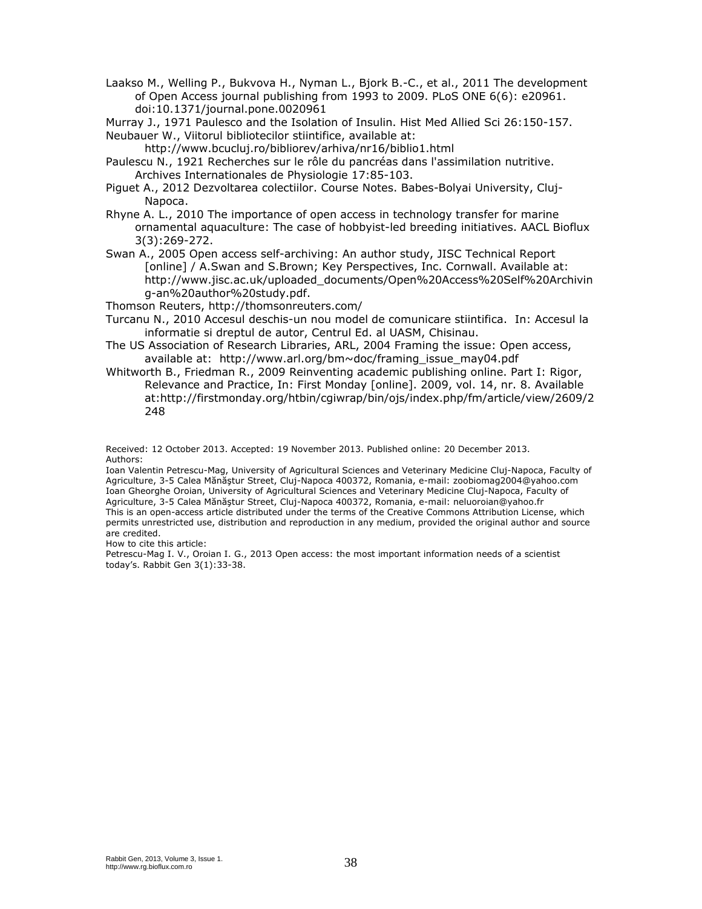Laakso M., Welling P., Bukvova H., Nyman L., Bjork B.-C., et al., 2011 The development of Open Access journal publishing from 1993 to 2009. PLoS ONE 6(6): e20961. doi:10.1371/journal.pone.0020961

Murray J., 1971 Paulesco and the Isolation of Insulin. Hist Med Allied Sci 26:150-157.

Neubauer W., Viitorul bibliotecilor stiintifice, available at: http://www.bcucluj.ro/bibliorev/arhiva/nr16/biblio1.html

Paulescu N., 1921 Recherches sur le rôle du pancréas dans l'assimilation nutritive. Archives Internationales de Physiologie 17:85-103.

Piguet A., 2012 Dezvoltarea colectiilor. Course Notes. Babes-Bolyai University, Cluj-Napoca.

Rhyne A. L., 2010 The importance of open access in technology transfer for marine ornamental aquaculture: The case of hobbyist-led breeding initiatives. AACL Bioflux 3(3):269-272.

Swan A., 2005 Open access self-archiving: An author study, JISC Technical Report [online] / A.Swan and S.Brown; Key Perspectives, Inc. Cornwall. Available at: http://www.jisc.ac.uk/uploaded_documents/Open%20Access%20Self%20Archiving-an%20author%20study.pdf.

Thomson Reuters, http://thomsonreuters.com/

Turcanu N., 2010 Accesul deschis-un nou model de comunicare stiintifica. In: Accesul la informatie si dreptul de autor, Centrul Ed. al UASM, Chisinau.

The US Association of Research Libraries, ARL, 2004 Framing the issue: Open access, available at: http://www.arl.org/bm~doc/framing_issue_may04.pdf

Whitworth B., Friedman R., 2009 Reinventing academic publishing online. Part I: Rigor, Relevance and Practice, In: First Monday [online]. 2009, vol. 14, nr. 8. Available at:http://firstmonday.org/htbin/cgiwrap/bin/ojs/index.php/fm/article/view/2609/2248

Received: 12 October 2013. Accepted: 19 November 2013. Published online: 20 December 2013.

Authors:

Ioan Valentin Petrescu-Mag, University of Agricultural Sciences and Veterinary Medicine Cluj-Napoca, Faculty of Agriculture, 3-5 Calea Mănăştur Street, Cluj-Napoca 400372, Romania, e-mail: zoobiomag2004@yahoo.com

Ioan Gheorghe Oroian, University of Agricultural Sciences and Veterinary Medicine Cluj-Napoca, Faculty of Agriculture, 3-5 Calea Mănăştur Street, Cluj-Napoca 400372, Romania, e-mail: neluoroian@yahoo.fr

This is an open-access article distributed under the terms of the Creative Commons Attribution License, which permits unrestricted use, distribution and reproduction in any medium, provided the original author and source are credited.

How to cite this article:

Petrescu-Mag I. V., Oroian I. G., 2013 Open access: the most important information needs of a scientist today's. Rabbit Gen 3(1):33-38.